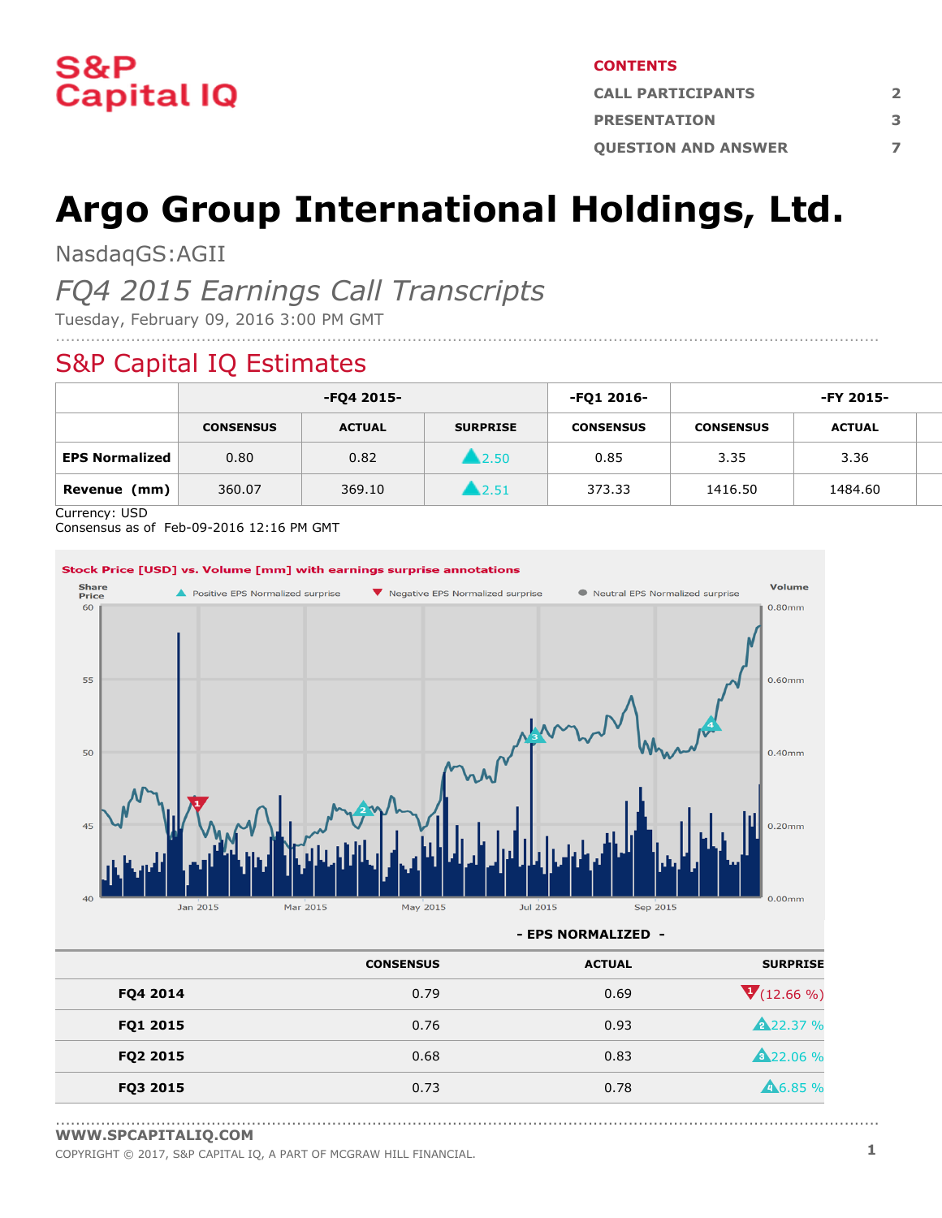S&P Capital IQ

**CONTENTS**

| | |
|---|---|
| CALL PARTICIPANTS | 2 |
| PRESENTATION | 3 |
| QUESTION AND ANSWER | 7 |

# Argo Group International Holdings, Ltd.

NasdaqGS:AGII

*FQ4 2015 Earnings Call Transcripts*

Tuesday, February 09, 2016 3:00 PM GMT

## S&P Capital IQ Estimates

| | -FQ4 2015- | | | -FQ1 2016- | -FY 2015- | |
|---|---|---|---|---|---|---|
| | CONSENSUS | ACTUAL | SURPRISE | CONSENSUS | CONSENSUS | ACTUAL |
| **EPS Normalized** | 0.80 | 0.82 | ▲2.50 | 0.85 | 3.35 | 3.36 |
| **Revenue (mm)** | 360.07 | 369.10 | ▲2.51 | 373.33 | 1416.50 | 1484.60 |

Currency: USD
Consensus as of Feb-09-2016 12:16 PM GMT

**Stock Price [USD] vs. Volume [mm] with earnings surprise annotations**

| - EPS NORMALIZED - | CONSENSUS | ACTUAL | SURPRISE |
|---|---|---|---|
| **FQ4 2014** | 0.79 | 0.69 | ▼(12.66 %) |
| **FQ1 2015** | 0.76 | 0.93 | ▲22.37 % |
| **FQ2 2015** | 0.68 | 0.83 | ▲22.06 % |
| **FQ3 2015** | 0.73 | 0.78 | ▲6.85 % |

WWW.SPCAPITALIQ.COM

COPYRIGHT © 2017, S&P CAPITAL IQ, A PART OF MCGRAW HILL FINANCIAL.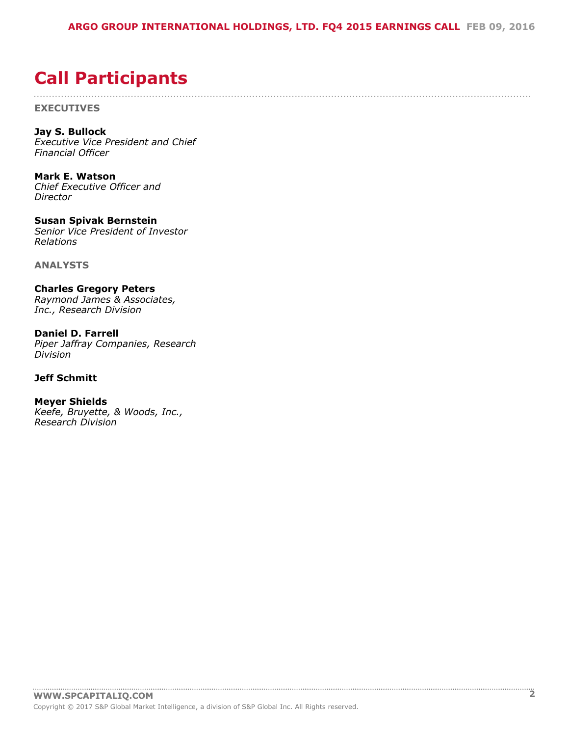# Call Participants

## EXECUTIVES

**Jay S. Bullock**
*Executive Vice President and Chief Financial Officer*

**Mark E. Watson**
*Chief Executive Officer and Director*

**Susan Spivak Bernstein**
*Senior Vice President of Investor Relations*

## ANALYSTS

**Charles Gregory Peters**
*Raymond James & Associates, Inc., Research Division*

**Daniel D. Farrell**
*Piper Jaffray Companies, Research Division*

**Jeff Schmitt**

**Meyer Shields**
*Keefe, Bruyette, & Woods, Inc., Research Division*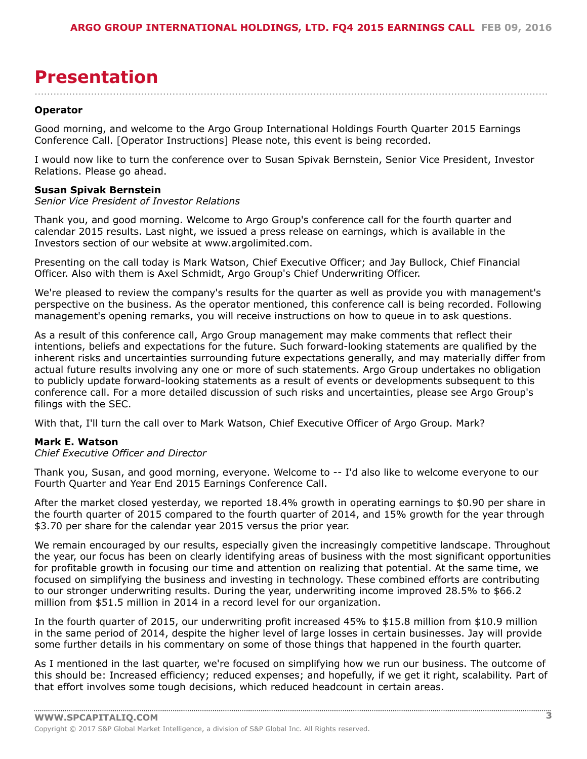# Presentation

**Operator**

Good morning, and welcome to the Argo Group International Holdings Fourth Quarter 2015 Earnings Conference Call. [Operator Instructions] Please note, this event is being recorded.

I would now like to turn the conference over to Susan Spivak Bernstein, Senior Vice President, Investor Relations. Please go ahead.

**Susan Spivak Bernstein**
*Senior Vice President of Investor Relations*

Thank you, and good morning. Welcome to Argo Group's conference call for the fourth quarter and calendar 2015 results. Last night, we issued a press release on earnings, which is available in the Investors section of our website at www.argolimited.com.

Presenting on the call today is Mark Watson, Chief Executive Officer; and Jay Bullock, Chief Financial Officer. Also with them is Axel Schmidt, Argo Group's Chief Underwriting Officer.

We're pleased to review the company's results for the quarter as well as provide you with management's perspective on the business. As the operator mentioned, this conference call is being recorded. Following management's opening remarks, you will receive instructions on how to queue in to ask questions.

As a result of this conference call, Argo Group management may make comments that reflect their intentions, beliefs and expectations for the future. Such forward-looking statements are qualified by the inherent risks and uncertainties surrounding future expectations generally, and may materially differ from actual future results involving any one or more of such statements. Argo Group undertakes no obligation to publicly update forward-looking statements as a result of events or developments subsequent to this conference call. For a more detailed discussion of such risks and uncertainties, please see Argo Group's filings with the SEC.

With that, I'll turn the call over to Mark Watson, Chief Executive Officer of Argo Group. Mark?

**Mark E. Watson**
*Chief Executive Officer and Director*

Thank you, Susan, and good morning, everyone. Welcome to -- I'd also like to welcome everyone to our Fourth Quarter and Year End 2015 Earnings Conference Call.

After the market closed yesterday, we reported 18.4% growth in operating earnings to $0.90 per share in the fourth quarter of 2015 compared to the fourth quarter of 2014, and 15% growth for the year through $3.70 per share for the calendar year 2015 versus the prior year.

We remain encouraged by our results, especially given the increasingly competitive landscape. Throughout the year, our focus has been on clearly identifying areas of business with the most significant opportunities for profitable growth in focusing our time and attention on realizing that potential. At the same time, we focused on simplifying the business and investing in technology. These combined efforts are contributing to our stronger underwriting results. During the year, underwriting income improved 28.5% to $66.2 million from $51.5 million in 2014 in a record level for our organization.

In the fourth quarter of 2015, our underwriting profit increased 45% to $15.8 million from $10.9 million in the same period of 2014, despite the higher level of large losses in certain businesses. Jay will provide some further details in his commentary on some of those things that happened in the fourth quarter.

As I mentioned in the last quarter, we're focused on simplifying how we run our business. The outcome of this should be: Increased efficiency; reduced expenses; and hopefully, if we get it right, scalability. Part of that effort involves some tough decisions, which reduced headcount in certain areas.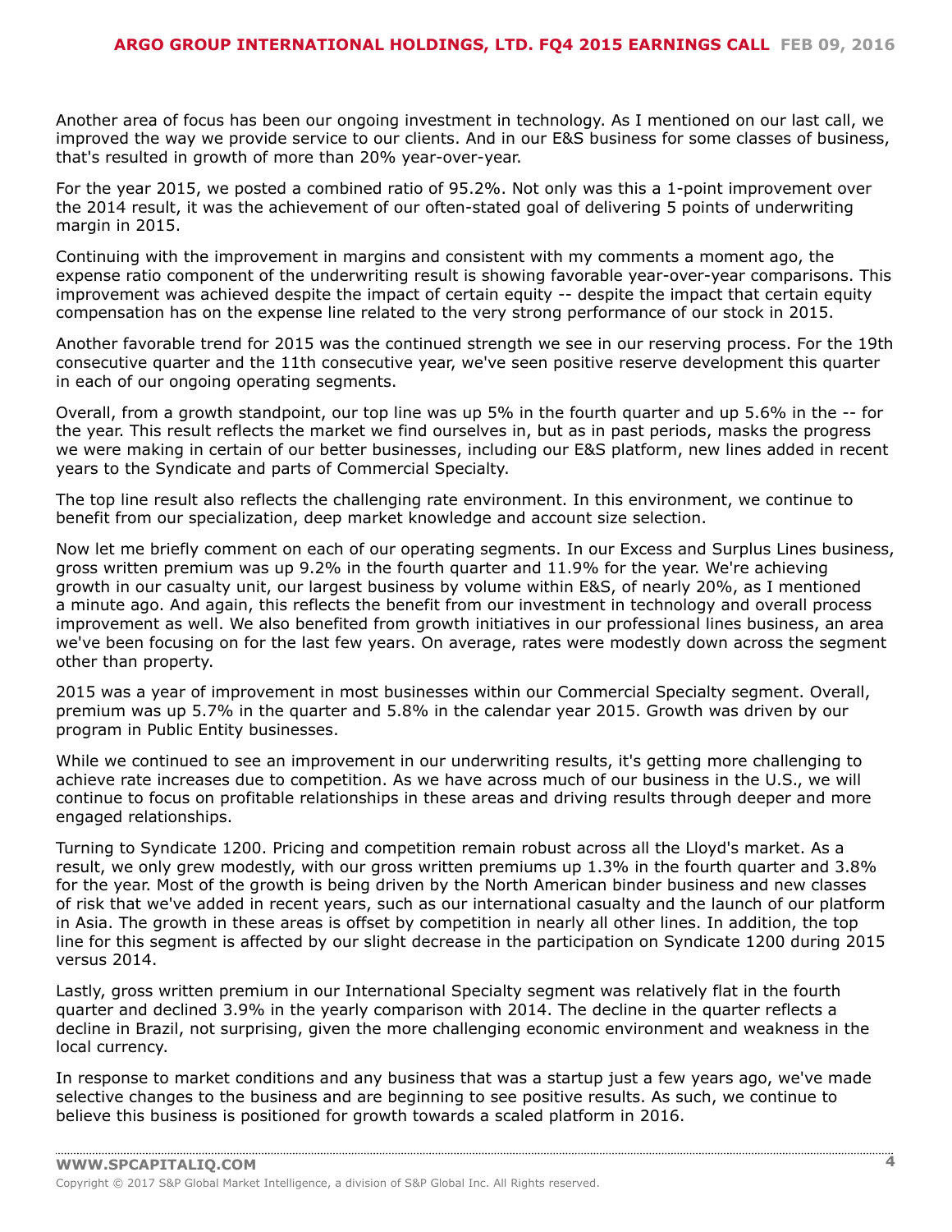Another area of focus has been our ongoing investment in technology. As I mentioned on our last call, we improved the way we provide service to our clients. And in our E&S business for some classes of business, that's resulted in growth of more than 20% year-over-year.

For the year 2015, we posted a combined ratio of 95.2%. Not only was this a 1-point improvement over the 2014 result, it was the achievement of our often-stated goal of delivering 5 points of underwriting margin in 2015.

Continuing with the improvement in margins and consistent with my comments a moment ago, the expense ratio component of the underwriting result is showing favorable year-over-year comparisons. This improvement was achieved despite the impact of certain equity -- despite the impact that certain equity compensation has on the expense line related to the very strong performance of our stock in 2015.

Another favorable trend for 2015 was the continued strength we see in our reserving process. For the 19th consecutive quarter and the 11th consecutive year, we've seen positive reserve development this quarter in each of our ongoing operating segments.

Overall, from a growth standpoint, our top line was up 5% in the fourth quarter and up 5.6% in the -- for the year. This result reflects the market we find ourselves in, but as in past periods, masks the progress we were making in certain of our better businesses, including our E&S platform, new lines added in recent years to the Syndicate and parts of Commercial Specialty.

The top line result also reflects the challenging rate environment. In this environment, we continue to benefit from our specialization, deep market knowledge and account size selection.

Now let me briefly comment on each of our operating segments. In our Excess and Surplus Lines business, gross written premium was up 9.2% in the fourth quarter and 11.9% for the year. We're achieving growth in our casualty unit, our largest business by volume within E&S, of nearly 20%, as I mentioned a minute ago. And again, this reflects the benefit from our investment in technology and overall process improvement as well. We also benefited from growth initiatives in our professional lines business, an area we've been focusing on for the last few years. On average, rates were modestly down across the segment other than property.

2015 was a year of improvement in most businesses within our Commercial Specialty segment. Overall, premium was up 5.7% in the quarter and 5.8% in the calendar year 2015. Growth was driven by our program in Public Entity businesses.

While we continued to see an improvement in our underwriting results, it's getting more challenging to achieve rate increases due to competition. As we have across much of our business in the U.S., we will continue to focus on profitable relationships in these areas and driving results through deeper and more engaged relationships.

Turning to Syndicate 1200. Pricing and competition remain robust across all the Lloyd's market. As a result, we only grew modestly, with our gross written premiums up 1.3% in the fourth quarter and 3.8% for the year. Most of the growth is being driven by the North American binder business and new classes of risk that we've added in recent years, such as our international casualty and the launch of our platform in Asia. The growth in these areas is offset by competition in nearly all other lines. In addition, the top line for this segment is affected by our slight decrease in the participation on Syndicate 1200 during 2015 versus 2014.

Lastly, gross written premium in our International Specialty segment was relatively flat in the fourth quarter and declined 3.9% in the yearly comparison with 2014. The decline in the quarter reflects a decline in Brazil, not surprising, given the more challenging economic environment and weakness in the local currency.

In response to market conditions and any business that was a startup just a few years ago, we've made selective changes to the business and are beginning to see positive results. As such, we continue to believe this business is positioned for growth towards a scaled platform in 2016.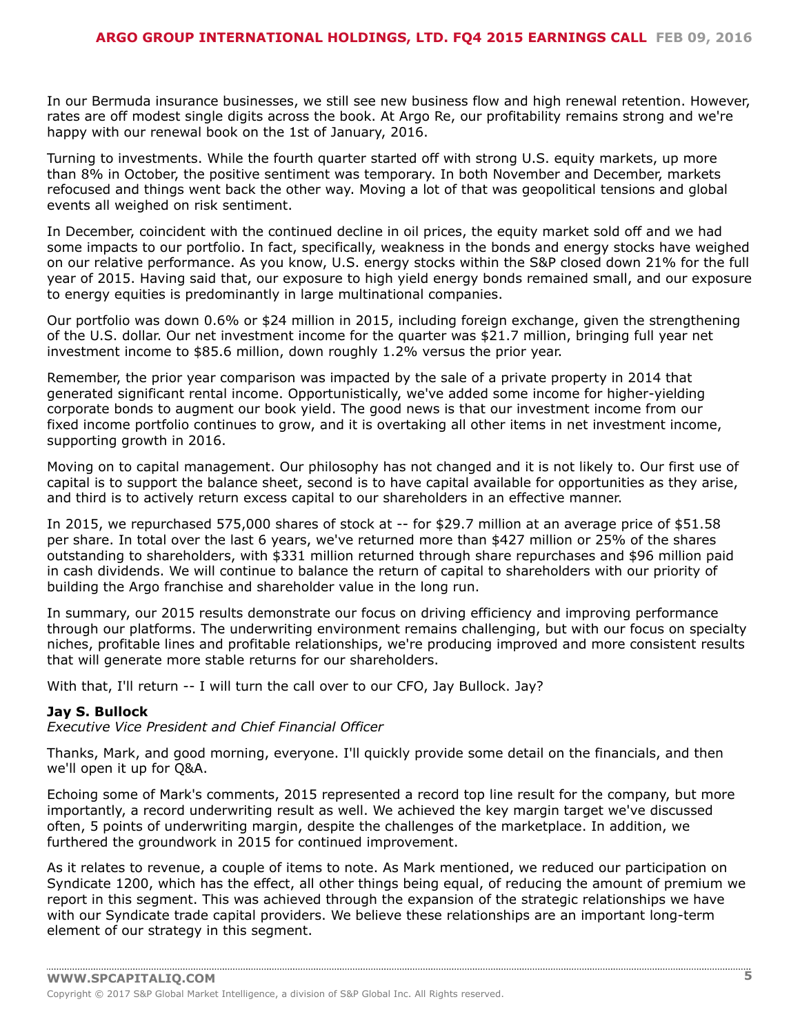In our Bermuda insurance businesses, we still see new business flow and high renewal retention. However, rates are off modest single digits across the book. At Argo Re, our profitability remains strong and we're happy with our renewal book on the 1st of January, 2016.

Turning to investments. While the fourth quarter started off with strong U.S. equity markets, up more than 8% in October, the positive sentiment was temporary. In both November and December, markets refocused and things went back the other way. Moving a lot of that was geopolitical tensions and global events all weighed on risk sentiment.

In December, coincident with the continued decline in oil prices, the equity market sold off and we had some impacts to our portfolio. In fact, specifically, weakness in the bonds and energy stocks have weighed on our relative performance. As you know, U.S. energy stocks within the S&P closed down 21% for the full year of 2015. Having said that, our exposure to high yield energy bonds remained small, and our exposure to energy equities is predominantly in large multinational companies.

Our portfolio was down 0.6% or $24 million in 2015, including foreign exchange, given the strengthening of the U.S. dollar. Our net investment income for the quarter was $21.7 million, bringing full year net investment income to $85.6 million, down roughly 1.2% versus the prior year.

Remember, the prior year comparison was impacted by the sale of a private property in 2014 that generated significant rental income. Opportunistically, we've added some income for higher-yielding corporate bonds to augment our book yield. The good news is that our investment income from our fixed income portfolio continues to grow, and it is overtaking all other items in net investment income, supporting growth in 2016.

Moving on to capital management. Our philosophy has not changed and it is not likely to. Our first use of capital is to support the balance sheet, second is to have capital available for opportunities as they arise, and third is to actively return excess capital to our shareholders in an effective manner.

In 2015, we repurchased 575,000 shares of stock at -- for $29.7 million at an average price of $51.58 per share. In total over the last 6 years, we've returned more than $427 million or 25% of the shares outstanding to shareholders, with $331 million returned through share repurchases and $96 million paid in cash dividends. We will continue to balance the return of capital to shareholders with our priority of building the Argo franchise and shareholder value in the long run.

In summary, our 2015 results demonstrate our focus on driving efficiency and improving performance through our platforms. The underwriting environment remains challenging, but with our focus on specialty niches, profitable lines and profitable relationships, we're producing improved and more consistent results that will generate more stable returns for our shareholders.

With that, I'll return -- I will turn the call over to our CFO, Jay Bullock. Jay?

**Jay S. Bullock**
*Executive Vice President and Chief Financial Officer*

Thanks, Mark, and good morning, everyone. I'll quickly provide some detail on the financials, and then we'll open it up for Q&A.

Echoing some of Mark's comments, 2015 represented a record top line result for the company, but more importantly, a record underwriting result as well. We achieved the key margin target we've discussed often, 5 points of underwriting margin, despite the challenges of the marketplace. In addition, we furthered the groundwork in 2015 for continued improvement.

As it relates to revenue, a couple of items to note. As Mark mentioned, we reduced our participation on Syndicate 1200, which has the effect, all other things being equal, of reducing the amount of premium we report in this segment. This was achieved through the expansion of the strategic relationships we have with our Syndicate trade capital providers. We believe these relationships are an important long-term element of our strategy in this segment.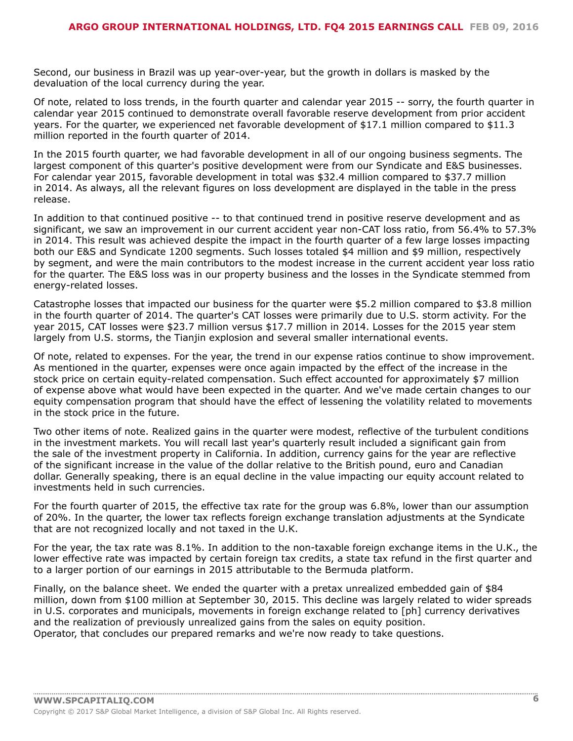Second, our business in Brazil was up year-over-year, but the growth in dollars is masked by the devaluation of the local currency during the year.

Of note, related to loss trends, in the fourth quarter and calendar year 2015 -- sorry, the fourth quarter in calendar year 2015 continued to demonstrate overall favorable reserve development from prior accident years. For the quarter, we experienced net favorable development of $17.1 million compared to $11.3 million reported in the fourth quarter of 2014.

In the 2015 fourth quarter, we had favorable development in all of our ongoing business segments. The largest component of this quarter's positive development were from our Syndicate and E&S businesses. For calendar year 2015, favorable development in total was $32.4 million compared to $37.7 million in 2014. As always, all the relevant figures on loss development are displayed in the table in the press release.

In addition to that continued positive -- to that continued trend in positive reserve development and as significant, we saw an improvement in our current accident year non-CAT loss ratio, from 56.4% to 57.3% in 2014. This result was achieved despite the impact in the fourth quarter of a few large losses impacting both our E&S and Syndicate 1200 segments. Such losses totaled $4 million and $9 million, respectively by segment, and were the main contributors to the modest increase in the current accident year loss ratio for the quarter. The E&S loss was in our property business and the losses in the Syndicate stemmed from energy-related losses.

Catastrophe losses that impacted our business for the quarter were $5.2 million compared to $3.8 million in the fourth quarter of 2014. The quarter's CAT losses were primarily due to U.S. storm activity. For the year 2015, CAT losses were $23.7 million versus $17.7 million in 2014. Losses for the 2015 year stem largely from U.S. storms, the Tianjin explosion and several smaller international events.

Of note, related to expenses. For the year, the trend in our expense ratios continue to show improvement. As mentioned in the quarter, expenses were once again impacted by the effect of the increase in the stock price on certain equity-related compensation. Such effect accounted for approximately $7 million of expense above what would have been expected in the quarter. And we've made certain changes to our equity compensation program that should have the effect of lessening the volatility related to movements in the stock price in the future.

Two other items of note. Realized gains in the quarter were modest, reflective of the turbulent conditions in the investment markets. You will recall last year's quarterly result included a significant gain from the sale of the investment property in California. In addition, currency gains for the year are reflective of the significant increase in the value of the dollar relative to the British pound, euro and Canadian dollar. Generally speaking, there is an equal decline in the value impacting our equity account related to investments held in such currencies.

For the fourth quarter of 2015, the effective tax rate for the group was 6.8%, lower than our assumption of 20%. In the quarter, the lower tax reflects foreign exchange translation adjustments at the Syndicate that are not recognized locally and not taxed in the U.K.

For the year, the tax rate was 8.1%. In addition to the non-taxable foreign exchange items in the U.K., the lower effective rate was impacted by certain foreign tax credits, a state tax refund in the first quarter and to a larger portion of our earnings in 2015 attributable to the Bermuda platform.

Finally, on the balance sheet. We ended the quarter with a pretax unrealized embedded gain of $84 million, down from $100 million at September 30, 2015. This decline was largely related to wider spreads in U.S. corporates and municipals, movements in foreign exchange related to [ph] currency derivatives and the realization of previously unrealized gains from the sales on equity position.
Operator, that concludes our prepared remarks and we're now ready to take questions.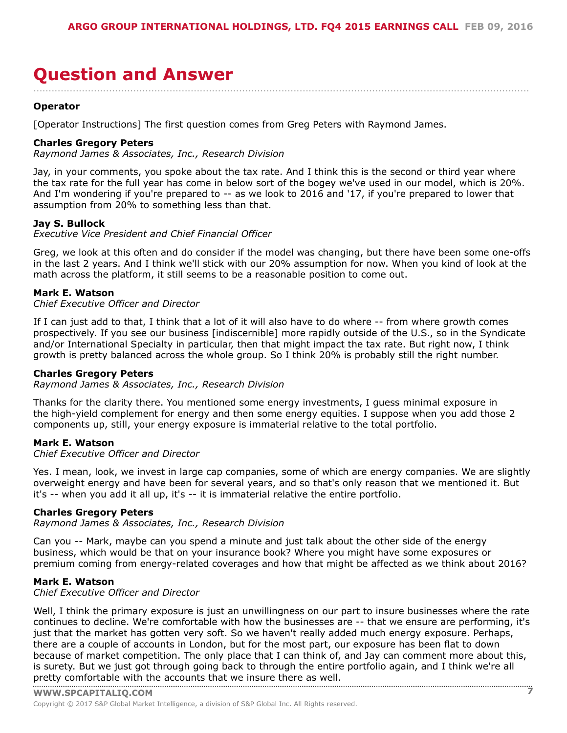# Question and Answer

**Operator**

[Operator Instructions] The first question comes from Greg Peters with Raymond James.

**Charles Gregory Peters**
*Raymond James & Associates, Inc., Research Division*

Jay, in your comments, you spoke about the tax rate. And I think this is the second or third year where the tax rate for the full year has come in below sort of the bogey we've used in our model, which is 20%. And I'm wondering if you're prepared to -- as we look to 2016 and '17, if you're prepared to lower that assumption from 20% to something less than that.

**Jay S. Bullock**
*Executive Vice President and Chief Financial Officer*

Greg, we look at this often and do consider if the model was changing, but there have been some one-offs in the last 2 years. And I think we'll stick with our 20% assumption for now. When you kind of look at the math across the platform, it still seems to be a reasonable position to come out.

**Mark E. Watson**
*Chief Executive Officer and Director*

If I can just add to that, I think that a lot of it will also have to do where -- from where growth comes prospectively. If you see our business [indiscernible] more rapidly outside of the U.S., so in the Syndicate and/or International Specialty in particular, then that might impact the tax rate. But right now, I think growth is pretty balanced across the whole group. So I think 20% is probably still the right number.

**Charles Gregory Peters**
*Raymond James & Associates, Inc., Research Division*

Thanks for the clarity there. You mentioned some energy investments, I guess minimal exposure in the high-yield complement for energy and then some energy equities. I suppose when you add those 2 components up, still, your energy exposure is immaterial relative to the total portfolio.

**Mark E. Watson**
*Chief Executive Officer and Director*

Yes. I mean, look, we invest in large cap companies, some of which are energy companies. We are slightly overweight energy and have been for several years, and so that's only reason that we mentioned it. But it's -- when you add it all up, it's -- it is immaterial relative the entire portfolio.

**Charles Gregory Peters**
*Raymond James & Associates, Inc., Research Division*

Can you -- Mark, maybe can you spend a minute and just talk about the other side of the energy business, which would be that on your insurance book? Where you might have some exposures or premium coming from energy-related coverages and how that might be affected as we think about 2016?

**Mark E. Watson**
*Chief Executive Officer and Director*

Well, I think the primary exposure is just an unwillingness on our part to insure businesses where the rate continues to decline. We're comfortable with how the businesses are -- that we ensure are performing, it's just that the market has gotten very soft. So we haven't really added much energy exposure. Perhaps, there are a couple of accounts in London, but for the most part, our exposure has been flat to down because of market competition. The only place that I can think of, and Jay can comment more about this, is surety. But we just got through going back to through the entire portfolio again, and I think we're all pretty comfortable with the accounts that we insure there as well.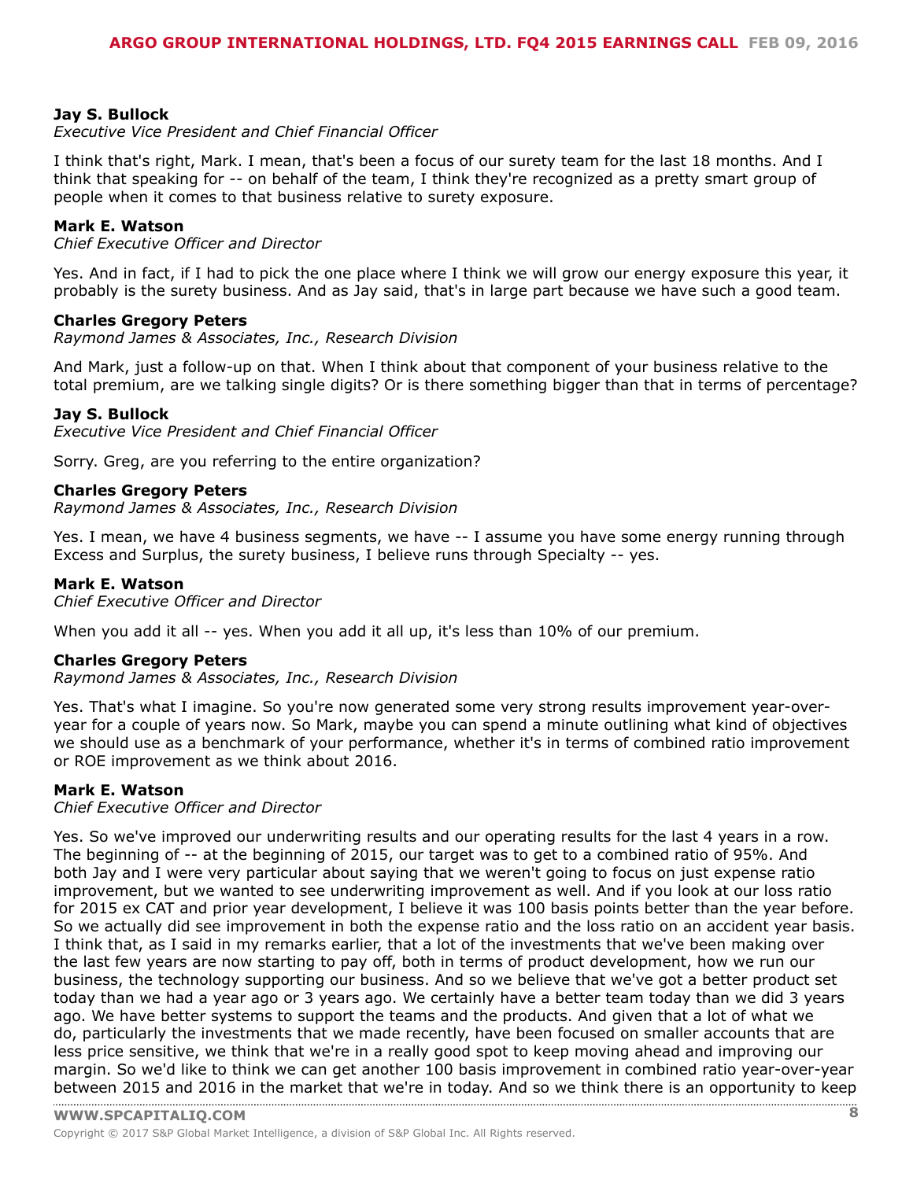**Jay S. Bullock**
*Executive Vice President and Chief Financial Officer*

I think that's right, Mark. I mean, that's been a focus of our surety team for the last 18 months. And I think that speaking for -- on behalf of the team, I think they're recognized as a pretty smart group of people when it comes to that business relative to surety exposure.

**Mark E. Watson**
*Chief Executive Officer and Director*

Yes. And in fact, if I had to pick the one place where I think we will grow our energy exposure this year, it probably is the surety business. And as Jay said, that's in large part because we have such a good team.

**Charles Gregory Peters**
*Raymond James & Associates, Inc., Research Division*

And Mark, just a follow-up on that. When I think about that component of your business relative to the total premium, are we talking single digits? Or is there something bigger than that in terms of percentage?

**Jay S. Bullock**
*Executive Vice President and Chief Financial Officer*

Sorry. Greg, are you referring to the entire organization?

**Charles Gregory Peters**
*Raymond James & Associates, Inc., Research Division*

Yes. I mean, we have 4 business segments, we have -- I assume you have some energy running through Excess and Surplus, the surety business, I believe runs through Specialty -- yes.

**Mark E. Watson**
*Chief Executive Officer and Director*

When you add it all -- yes. When you add it all up, it's less than 10% of our premium.

**Charles Gregory Peters**
*Raymond James & Associates, Inc., Research Division*

Yes. That's what I imagine. So you're now generated some very strong results improvement year-over-year for a couple of years now. So Mark, maybe you can spend a minute outlining what kind of objectives we should use as a benchmark of your performance, whether it's in terms of combined ratio improvement or ROE improvement as we think about 2016.

**Mark E. Watson**
*Chief Executive Officer and Director*

Yes. So we've improved our underwriting results and our operating results for the last 4 years in a row. The beginning of -- at the beginning of 2015, our target was to get to a combined ratio of 95%. And both Jay and I were very particular about saying that we weren't going to focus on just expense ratio improvement, but we wanted to see underwriting improvement as well. And if you look at our loss ratio for 2015 ex CAT and prior year development, I believe it was 100 basis points better than the year before. So we actually did see improvement in both the expense ratio and the loss ratio on an accident year basis. I think that, as I said in my remarks earlier, that a lot of the investments that we've been making over the last few years are now starting to pay off, both in terms of product development, how we run our business, the technology supporting our business. And so we believe that we've got a better product set today than we had a year ago or 3 years ago. We certainly have a better team today than we did 3 years ago. We have better systems to support the teams and the products. And given that a lot of what we do, particularly the investments that we made recently, have been focused on smaller accounts that are less price sensitive, we think that we're in a really good spot to keep moving ahead and improving our margin. So we'd like to think we can get another 100 basis improvement in combined ratio year-over-year between 2015 and 2016 in the market that we're in today. And so we think there is an opportunity to keep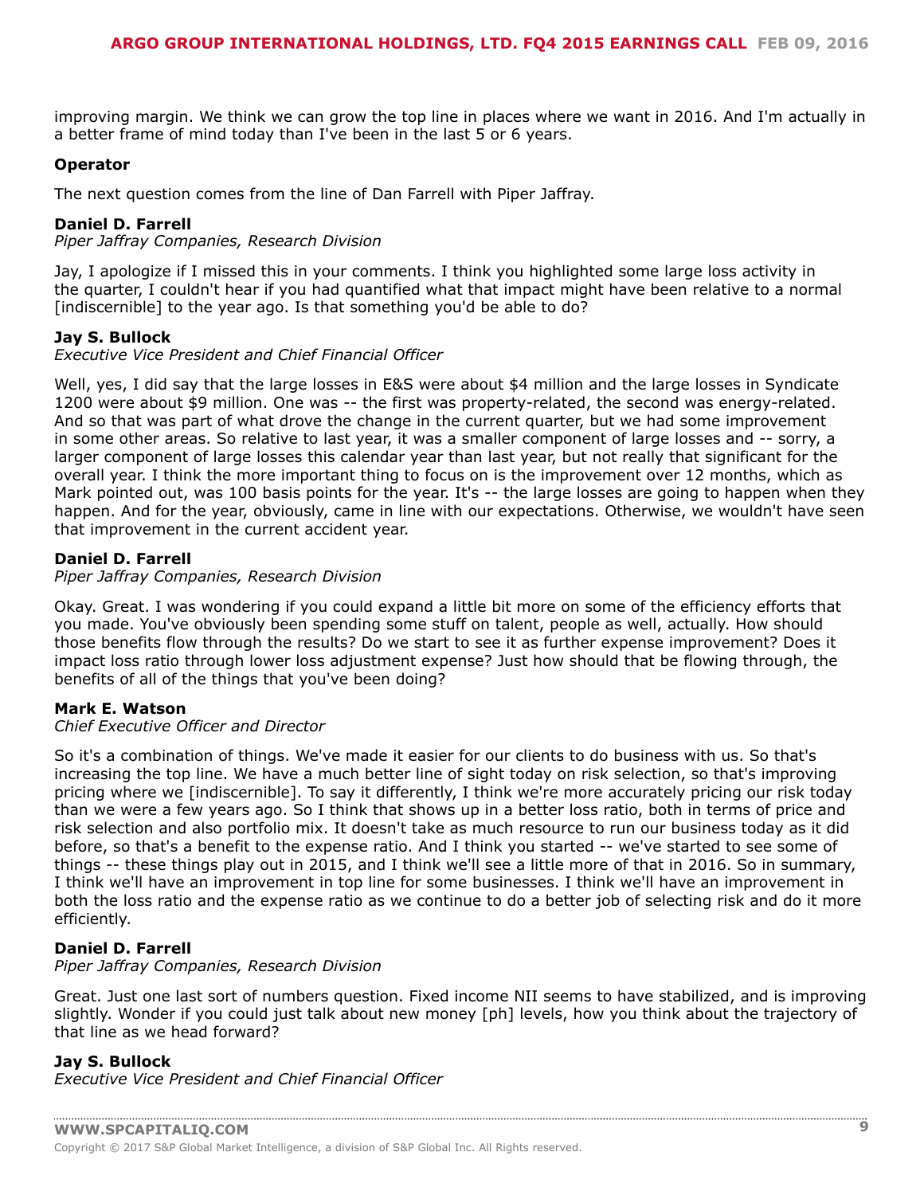improving margin. We think we can grow the top line in places where we want in 2016. And I'm actually in a better frame of mind today than I've been in the last 5 or 6 years.

**Operator**

The next question comes from the line of Dan Farrell with Piper Jaffray.

**Daniel D. Farrell**
*Piper Jaffray Companies, Research Division*

Jay, I apologize if I missed this in your comments. I think you highlighted some large loss activity in the quarter, I couldn't hear if you had quantified what that impact might have been relative to a normal [indiscernible] to the year ago. Is that something you'd be able to do?

**Jay S. Bullock**
*Executive Vice President and Chief Financial Officer*

Well, yes, I did say that the large losses in E&S were about $4 million and the large losses in Syndicate 1200 were about $9 million. One was -- the first was property-related, the second was energy-related. And so that was part of what drove the change in the current quarter, but we had some improvement in some other areas. So relative to last year, it was a smaller component of large losses and -- sorry, a larger component of large losses this calendar year than last year, but not really that significant for the overall year. I think the more important thing to focus on is the improvement over 12 months, which as Mark pointed out, was 100 basis points for the year. It's -- the large losses are going to happen when they happen. And for the year, obviously, came in line with our expectations. Otherwise, we wouldn't have seen that improvement in the current accident year.

**Daniel D. Farrell**
*Piper Jaffray Companies, Research Division*

Okay. Great. I was wondering if you could expand a little bit more on some of the efficiency efforts that you made. You've obviously been spending some stuff on talent, people as well, actually. How should those benefits flow through the results? Do we start to see it as further expense improvement? Does it impact loss ratio through lower loss adjustment expense? Just how should that be flowing through, the benefits of all of the things that you've been doing?

**Mark E. Watson**
*Chief Executive Officer and Director*

So it's a combination of things. We've made it easier for our clients to do business with us. So that's increasing the top line. We have a much better line of sight today on risk selection, so that's improving pricing where we [indiscernible]. To say it differently, I think we're more accurately pricing our risk today than we were a few years ago. So I think that shows up in a better loss ratio, both in terms of price and risk selection and also portfolio mix. It doesn't take as much resource to run our business today as it did before, so that's a benefit to the expense ratio. And I think you started -- we've started to see some of things -- these things play out in 2015, and I think we'll see a little more of that in 2016. So in summary, I think we'll have an improvement in top line for some businesses. I think we'll have an improvement in both the loss ratio and the expense ratio as we continue to do a better job of selecting risk and do it more efficiently.

**Daniel D. Farrell**
*Piper Jaffray Companies, Research Division*

Great. Just one last sort of numbers question. Fixed income NII seems to have stabilized, and is improving slightly. Wonder if you could just talk about new money [ph] levels, how you think about the trajectory of that line as we head forward?

**Jay S. Bullock**
*Executive Vice President and Chief Financial Officer*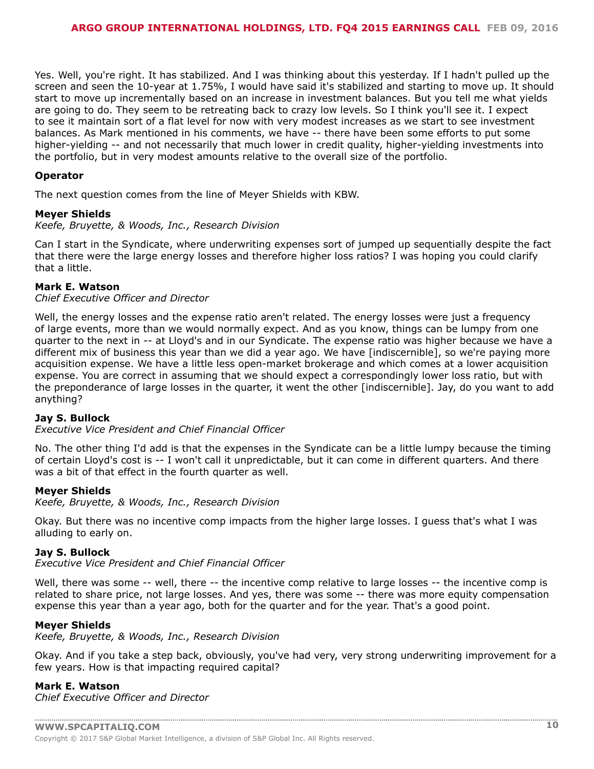Yes. Well, you're right. It has stabilized. And I was thinking about this yesterday. If I hadn't pulled up the screen and seen the 10-year at 1.75%, I would have said it's stabilized and starting to move up. It should start to move up incrementally based on an increase in investment balances. But you tell me what yields are going to do. They seem to be retreating back to crazy low levels. So I think you'll see it. I expect to see it maintain sort of a flat level for now with very modest increases as we start to see investment balances. As Mark mentioned in his comments, we have -- there have been some efforts to put some higher-yielding -- and not necessarily that much lower in credit quality, higher-yielding investments into the portfolio, but in very modest amounts relative to the overall size of the portfolio.

**Operator**

The next question comes from the line of Meyer Shields with KBW.

**Meyer Shields**
*Keefe, Bruyette, & Woods, Inc., Research Division*

Can I start in the Syndicate, where underwriting expenses sort of jumped up sequentially despite the fact that there were the large energy losses and therefore higher loss ratios? I was hoping you could clarify that a little.

**Mark E. Watson**
*Chief Executive Officer and Director*

Well, the energy losses and the expense ratio aren't related. The energy losses were just a frequency of large events, more than we would normally expect. And as you know, things can be lumpy from one quarter to the next in -- at Lloyd's and in our Syndicate. The expense ratio was higher because we have a different mix of business this year than we did a year ago. We have [indiscernible], so we're paying more acquisition expense. We have a little less open-market brokerage and which comes at a lower acquisition expense. You are correct in assuming that we should expect a correspondingly lower loss ratio, but with the preponderance of large losses in the quarter, it went the other [indiscernible]. Jay, do you want to add anything?

**Jay S. Bullock**
*Executive Vice President and Chief Financial Officer*

No. The other thing I'd add is that the expenses in the Syndicate can be a little lumpy because the timing of certain Lloyd's cost is -- I won't call it unpredictable, but it can come in different quarters. And there was a bit of that effect in the fourth quarter as well.

**Meyer Shields**
*Keefe, Bruyette, & Woods, Inc., Research Division*

Okay. But there was no incentive comp impacts from the higher large losses. I guess that's what I was alluding to early on.

**Jay S. Bullock**
*Executive Vice President and Chief Financial Officer*

Well, there was some -- well, there -- the incentive comp relative to large losses -- the incentive comp is related to share price, not large losses. And yes, there was some -- there was more equity compensation expense this year than a year ago, both for the quarter and for the year. That's a good point.

**Meyer Shields**
*Keefe, Bruyette, & Woods, Inc., Research Division*

Okay. And if you take a step back, obviously, you've had very, very strong underwriting improvement for a few years. How is that impacting required capital?

**Mark E. Watson**
*Chief Executive Officer and Director*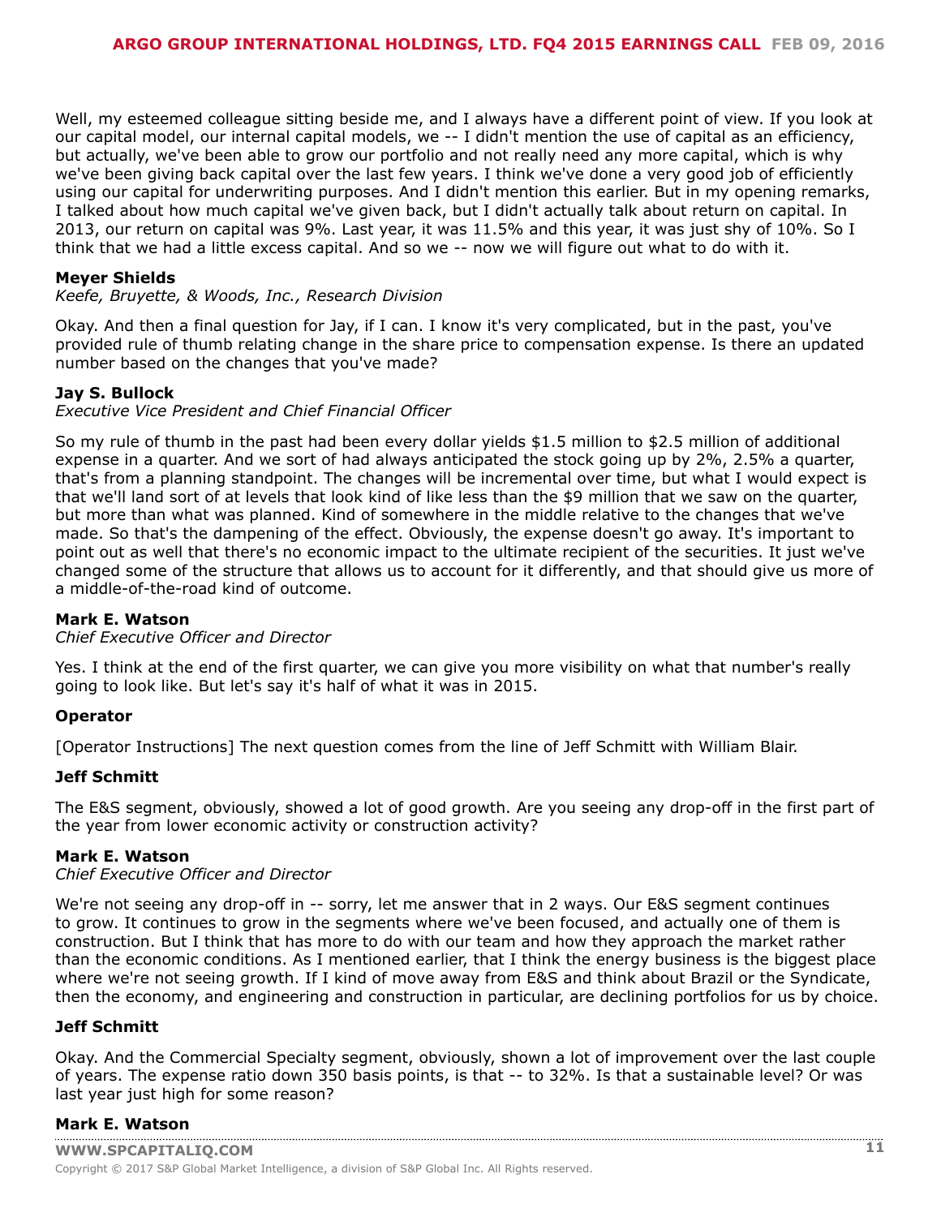Well, my esteemed colleague sitting beside me, and I always have a different point of view. If you look at our capital model, our internal capital models, we -- I didn't mention the use of capital as an efficiency, but actually, we've been able to grow our portfolio and not really need any more capital, which is why we've been giving back capital over the last few years. I think we've done a very good job of efficiently using our capital for underwriting purposes. And I didn't mention this earlier. But in my opening remarks, I talked about how much capital we've given back, but I didn't actually talk about return on capital. In 2013, our return on capital was 9%. Last year, it was 11.5% and this year, it was just shy of 10%. So I think that we had a little excess capital. And so we -- now we will figure out what to do with it.

**Meyer Shields**
*Keefe, Bruyette, & Woods, Inc., Research Division*

Okay. And then a final question for Jay, if I can. I know it's very complicated, but in the past, you've provided rule of thumb relating change in the share price to compensation expense. Is there an updated number based on the changes that you've made?

**Jay S. Bullock**
*Executive Vice President and Chief Financial Officer*

So my rule of thumb in the past had been every dollar yields $1.5 million to $2.5 million of additional expense in a quarter. And we sort of had always anticipated the stock going up by 2%, 2.5% a quarter, that's from a planning standpoint. The changes will be incremental over time, but what I would expect is that we'll land sort of at levels that look kind of like less than the $9 million that we saw on the quarter, but more than what was planned. Kind of somewhere in the middle relative to the changes that we've made. So that's the dampening of the effect. Obviously, the expense doesn't go away. It's important to point out as well that there's no economic impact to the ultimate recipient of the securities. It just we've changed some of the structure that allows us to account for it differently, and that should give us more of a middle-of-the-road kind of outcome.

**Mark E. Watson**
*Chief Executive Officer and Director*

Yes. I think at the end of the first quarter, we can give you more visibility on what that number's really going to look like. But let's say it's half of what it was in 2015.

**Operator**

[Operator Instructions] The next question comes from the line of Jeff Schmitt with William Blair.

**Jeff Schmitt**

The E&S segment, obviously, showed a lot of good growth. Are you seeing any drop-off in the first part of the year from lower economic activity or construction activity?

**Mark E. Watson**
*Chief Executive Officer and Director*

We're not seeing any drop-off in -- sorry, let me answer that in 2 ways. Our E&S segment continues to grow. It continues to grow in the segments where we've been focused, and actually one of them is construction. But I think that has more to do with our team and how they approach the market rather than the economic conditions. As I mentioned earlier, that I think the energy business is the biggest place where we're not seeing growth. If I kind of move away from E&S and think about Brazil or the Syndicate, then the economy, and engineering and construction in particular, are declining portfolios for us by choice.

**Jeff Schmitt**

Okay. And the Commercial Specialty segment, obviously, shown a lot of improvement over the last couple of years. The expense ratio down 350 basis points, is that -- to 32%. Is that a sustainable level? Or was last year just high for some reason?

**Mark E. Watson**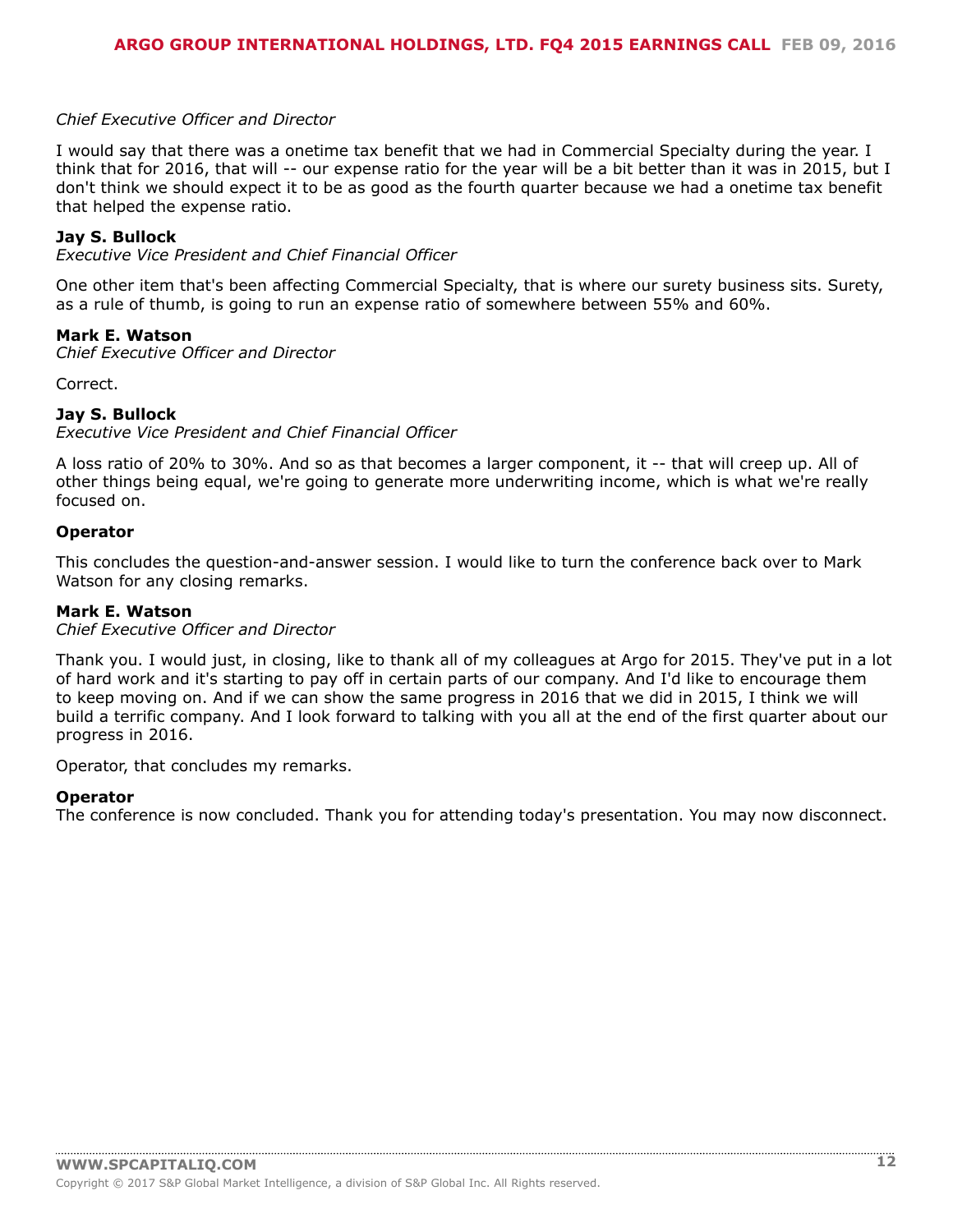*Chief Executive Officer and Director*

I would say that there was a onetime tax benefit that we had in Commercial Specialty during the year. I think that for 2016, that will -- our expense ratio for the year will be a bit better than it was in 2015, but I don't think we should expect it to be as good as the fourth quarter because we had a onetime tax benefit that helped the expense ratio.

**Jay S. Bullock**
*Executive Vice President and Chief Financial Officer*

One other item that's been affecting Commercial Specialty, that is where our surety business sits. Surety, as a rule of thumb, is going to run an expense ratio of somewhere between 55% and 60%.

**Mark E. Watson**
*Chief Executive Officer and Director*

Correct.

**Jay S. Bullock**
*Executive Vice President and Chief Financial Officer*

A loss ratio of 20% to 30%. And so as that becomes a larger component, it -- that will creep up. All of other things being equal, we're going to generate more underwriting income, which is what we're really focused on.

**Operator**

This concludes the question-and-answer session. I would like to turn the conference back over to Mark Watson for any closing remarks.

**Mark E. Watson**
*Chief Executive Officer and Director*

Thank you. I would just, in closing, like to thank all of my colleagues at Argo for 2015. They've put in a lot of hard work and it's starting to pay off in certain parts of our company. And I'd like to encourage them to keep moving on. And if we can show the same progress in 2016 that we did in 2015, I think we will build a terrific company. And I look forward to talking with you all at the end of the first quarter about our progress in 2016.

Operator, that concludes my remarks.

**Operator**
The conference is now concluded. Thank you for attending today's presentation. You may now disconnect.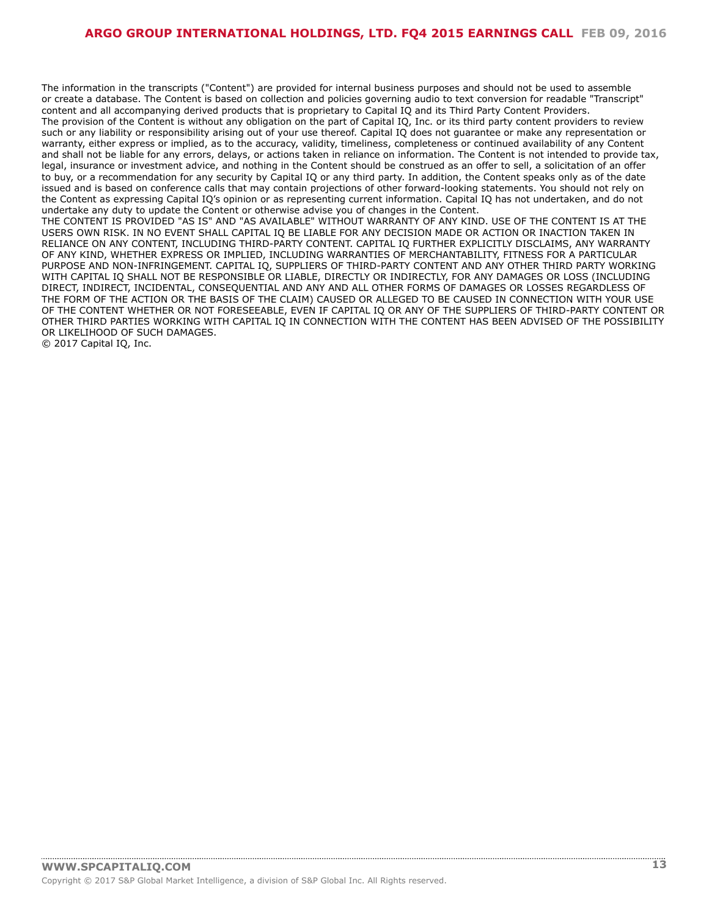The information in the transcripts ("Content") are provided for internal business purposes and should not be used to assemble or create a database. The Content is based on collection and policies governing audio to text conversion for readable "Transcript" content and all accompanying derived products that is proprietary to Capital IQ and its Third Party Content Providers.

The provision of the Content is without any obligation on the part of Capital IQ, Inc. or its third party content providers to review such or any liability or responsibility arising out of your use thereof. Capital IQ does not guarantee or make any representation or warranty, either express or implied, as to the accuracy, validity, timeliness, completeness or continued availability of any Content and shall not be liable for any errors, delays, or actions taken in reliance on information. The Content is not intended to provide tax, legal, insurance or investment advice, and nothing in the Content should be construed as an offer to sell, a solicitation of an offer to buy, or a recommendation for any security by Capital IQ or any third party. In addition, the Content speaks only as of the date issued and is based on conference calls that may contain projections of other forward-looking statements. You should not rely on the Content as expressing Capital IQ's opinion or as representing current information. Capital IQ has not undertaken, and do not undertake any duty to update the Content or otherwise advise you of changes in the Content.

THE CONTENT IS PROVIDED "AS IS" AND "AS AVAILABLE" WITHOUT WARRANTY OF ANY KIND. USE OF THE CONTENT IS AT THE USERS OWN RISK. IN NO EVENT SHALL CAPITAL IQ BE LIABLE FOR ANY DECISION MADE OR ACTION OR INACTION TAKEN IN RELIANCE ON ANY CONTENT, INCLUDING THIRD-PARTY CONTENT. CAPITAL IQ FURTHER EXPLICITLY DISCLAIMS, ANY WARRANTY OF ANY KIND, WHETHER EXPRESS OR IMPLIED, INCLUDING WARRANTIES OF MERCHANTABILITY, FITNESS FOR A PARTICULAR PURPOSE AND NON-INFRINGEMENT. CAPITAL IQ, SUPPLIERS OF THIRD-PARTY CONTENT AND ANY OTHER THIRD PARTY WORKING WITH CAPITAL IQ SHALL NOT BE RESPONSIBLE OR LIABLE, DIRECTLY OR INDIRECTLY, FOR ANY DAMAGES OR LOSS (INCLUDING DIRECT, INDIRECT, INCIDENTAL, CONSEQUENTIAL AND ANY AND ALL OTHER FORMS OF DAMAGES OR LOSSES REGARDLESS OF THE FORM OF THE ACTION OR THE BASIS OF THE CLAIM) CAUSED OR ALLEGED TO BE CAUSED IN CONNECTION WITH YOUR USE OF THE CONTENT WHETHER OR NOT FORESEEABLE, EVEN IF CAPITAL IQ OR ANY OF THE SUPPLIERS OF THIRD-PARTY CONTENT OR OTHER THIRD PARTIES WORKING WITH CAPITAL IQ IN CONNECTION WITH THE CONTENT HAS BEEN ADVISED OF THE POSSIBILITY OR LIKELIHOOD OF SUCH DAMAGES.

© 2017 Capital IQ, Inc.